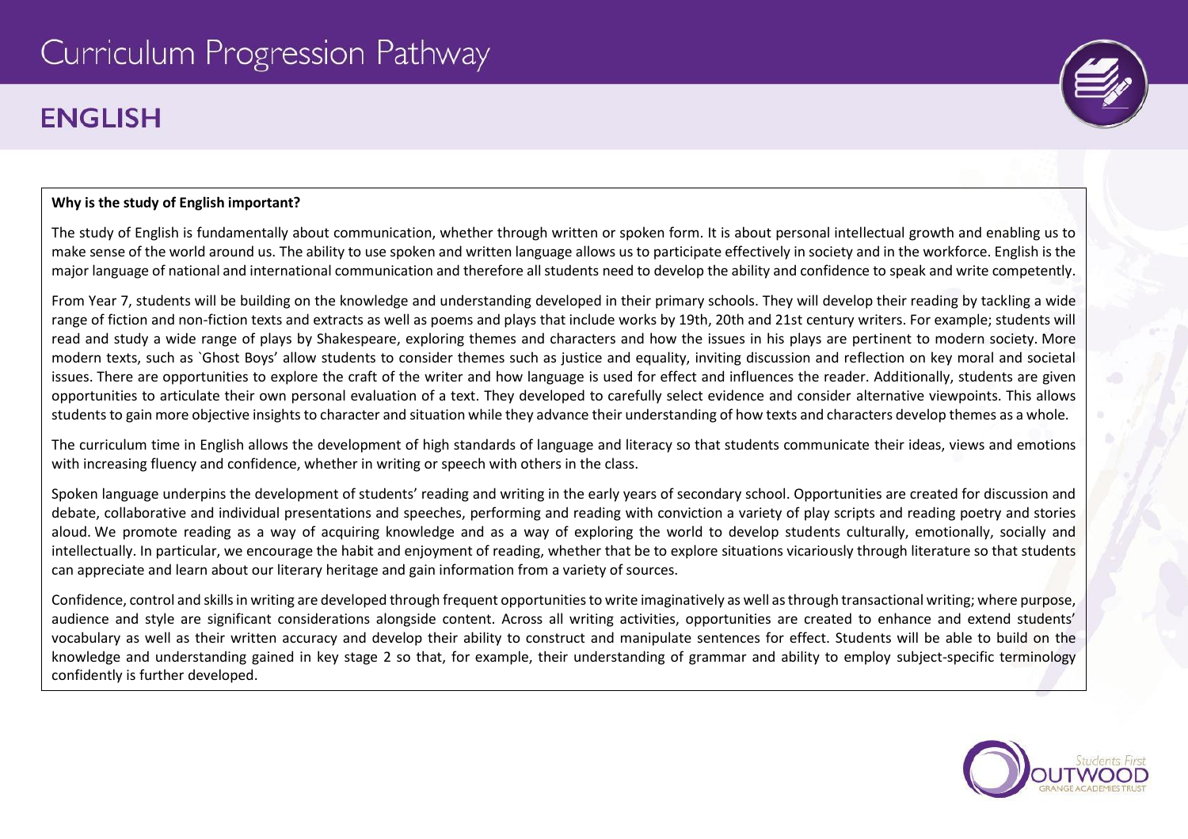# Curriculum Progression Pathway

## ENGLISH

**Why is the study of English important?**

The study of English is fundamentally about communication, whether through written or spoken form. It is about personal intellectual growth and enabling us to make sense of the world around us. The ability to use spoken and written language allows us to participate effectively in society and in the workforce. English is the major language of national and international communication and therefore all students need to develop the ability and confidence to speak and write competently.

From Year 7, students will be building on the knowledge and understanding developed in their primary schools. They will develop their reading by tackling a wide range of fiction and non-fiction texts and extracts as well as poems and plays that include works by 19th, 20th and 21st century writers. For example; students will read and study a wide range of plays by Shakespeare, exploring themes and characters and how the issues in his plays are pertinent to modern society. More modern texts, such as `Ghost Boys' allow students to consider themes such as justice and equality, inviting discussion and reflection on key moral and societal issues. There are opportunities to explore the craft of the writer and how language is used for effect and influences the reader. Additionally, students are given opportunities to articulate their own personal evaluation of a text. They developed to carefully select evidence and consider alternative viewpoints. This allows students to gain more objective insights to character and situation while they advance their understanding of how texts and characters develop themes as a whole.

The curriculum time in English allows the development of high standards of language and literacy so that students communicate their ideas, views and emotions with increasing fluency and confidence, whether in writing or speech with others in the class.

Spoken language underpins the development of students' reading and writing in the early years of secondary school. Opportunities are created for discussion and debate, collaborative and individual presentations and speeches, performing and reading with conviction a variety of play scripts and reading poetry and stories aloud. We promote reading as a way of acquiring knowledge and as a way of exploring the world to develop students culturally, emotionally, socially and intellectually. In particular, we encourage the habit and enjoyment of reading, whether that be to explore situations vicariously through literature so that students can appreciate and learn about our literary heritage and gain information from a variety of sources.

Confidence, control and skills in writing are developed through frequent opportunities to write imaginatively as well as through transactional writing; where purpose, audience and style are significant considerations alongside content. Across all writing activities, opportunities are created to enhance and extend students' vocabulary as well as their written accuracy and develop their ability to construct and manipulate sentences for effect. Students will be able to build on the knowledge and understanding gained in key stage 2 so that, for example, their understanding of grammar and ability to employ subject-specific terminology confidently is further developed.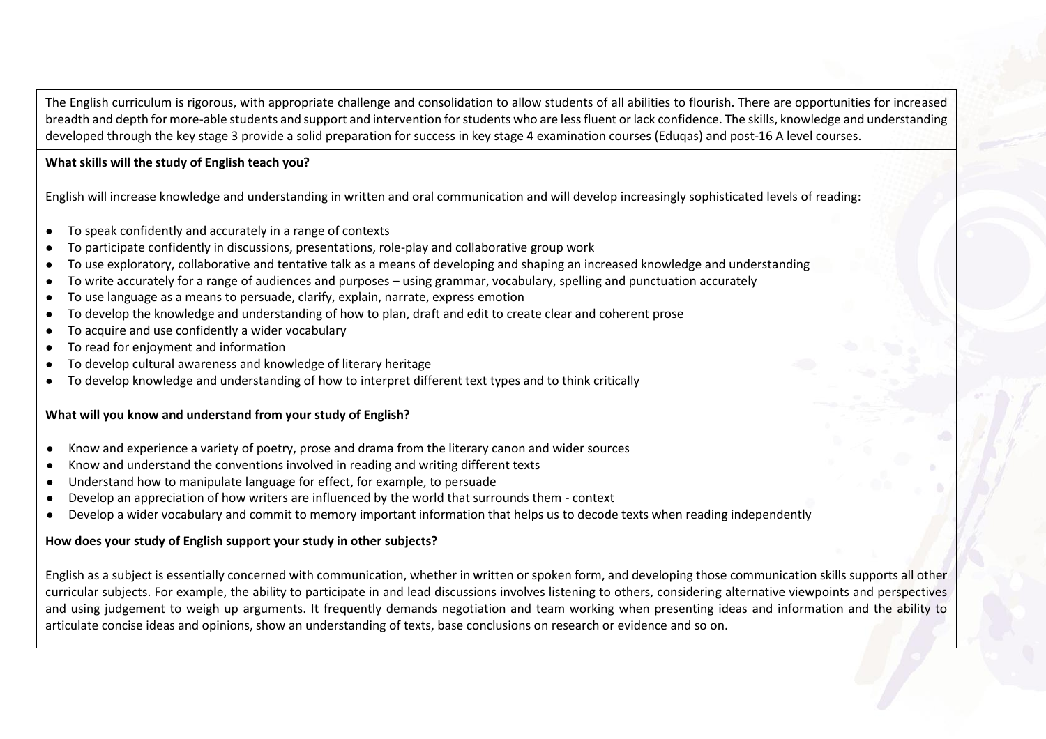The English curriculum is rigorous, with appropriate challenge and consolidation to allow students of all abilities to flourish. There are opportunities for increased breadth and depth for more-able students and support and intervention for students who are less fluent or lack confidence. The skills, knowledge and understanding developed through the key stage 3 provide a solid preparation for success in key stage 4 examination courses (Eduqas) and post-16 A level courses.

**What skills will the study of English teach you?**

English will increase knowledge and understanding in written and oral communication and will develop increasingly sophisticated levels of reading:

- To speak confidently and accurately in a range of contexts
- To participate confidently in discussions, presentations, role-play and collaborative group work
- To use exploratory, collaborative and tentative talk as a means of developing and shaping an increased knowledge and understanding
- To write accurately for a range of audiences and purposes – using grammar, vocabulary, spelling and punctuation accurately
- To use language as a means to persuade, clarify, explain, narrate, express emotion
- To develop the knowledge and understanding of how to plan, draft and edit to create clear and coherent prose
- To acquire and use confidently a wider vocabulary
- To read for enjoyment and information
- To develop cultural awareness and knowledge of literary heritage
- To develop knowledge and understanding of how to interpret different text types and to think critically

**What will you know and understand from your study of English?**

- Know and experience a variety of poetry, prose and drama from the literary canon and wider sources
- Know and understand the conventions involved in reading and writing different texts
- Understand how to manipulate language for effect, for example, to persuade
- Develop an appreciation of how writers are influenced by the world that surrounds them - context
- Develop a wider vocabulary and commit to memory important information that helps us to decode texts when reading independently

**How does your study of English support your study in other subjects?**

English as a subject is essentially concerned with communication, whether in written or spoken form, and developing those communication skills supports all other curricular subjects. For example, the ability to participate in and lead discussions involves listening to others, considering alternative viewpoints and perspectives and using judgement to weigh up arguments. It frequently demands negotiation and team working when presenting ideas and information and the ability to articulate concise ideas and opinions, show an understanding of texts, base conclusions on research or evidence and so on.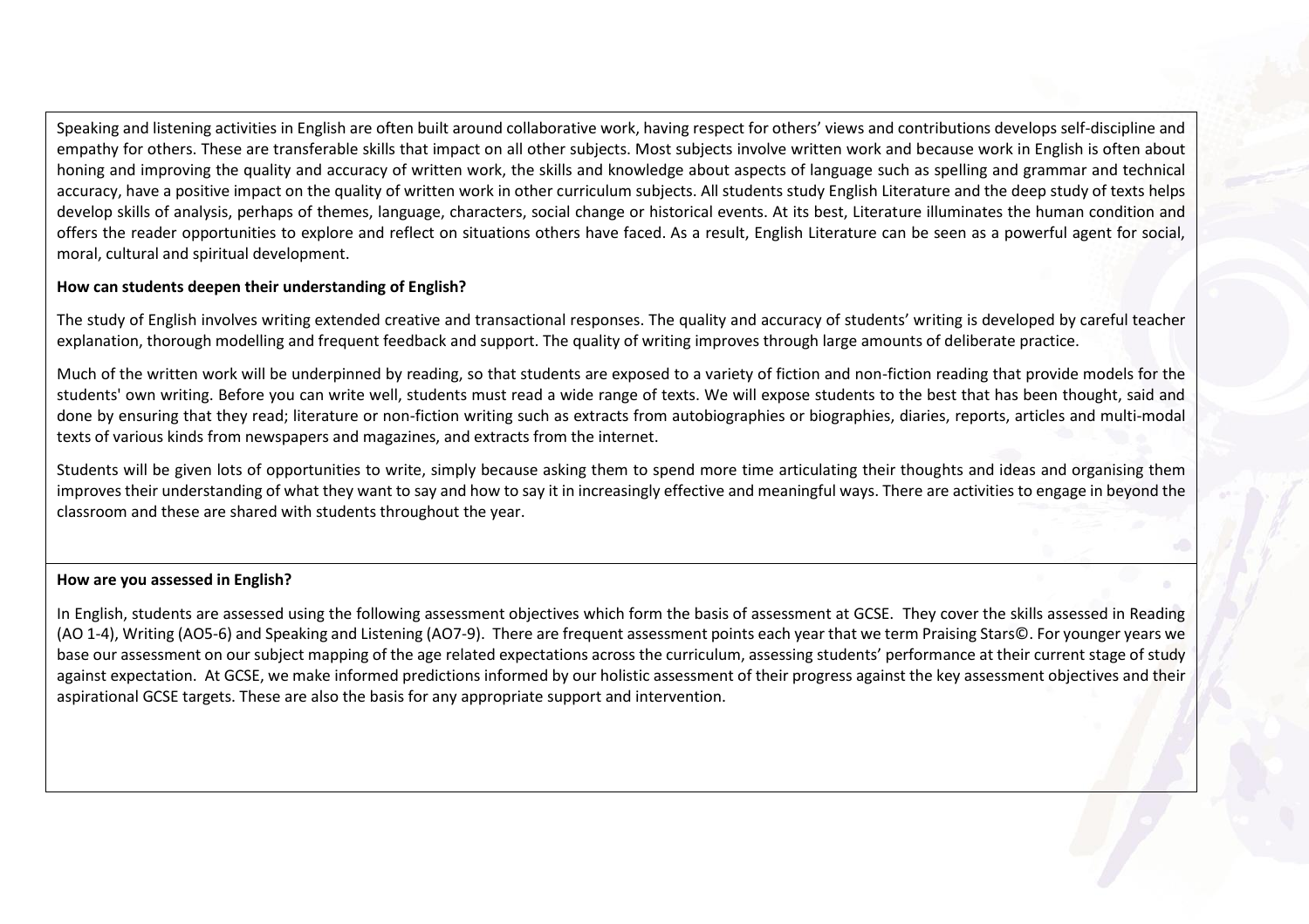Speaking and listening activities in English are often built around collaborative work, having respect for others' views and contributions develops self-discipline and empathy for others. These are transferable skills that impact on all other subjects. Most subjects involve written work and because work in English is often about honing and improving the quality and accuracy of written work, the skills and knowledge about aspects of language such as spelling and grammar and technical accuracy, have a positive impact on the quality of written work in other curriculum subjects. All students study English Literature and the deep study of texts helps develop skills of analysis, perhaps of themes, language, characters, social change or historical events. At its best, Literature illuminates the human condition and offers the reader opportunities to explore and reflect on situations others have faced. As a result, English Literature can be seen as a powerful agent for social, moral, cultural and spiritual development.

**How can students deepen their understanding of English?**

The study of English involves writing extended creative and transactional responses. The quality and accuracy of students' writing is developed by careful teacher explanation, thorough modelling and frequent feedback and support. The quality of writing improves through large amounts of deliberate practice.

Much of the written work will be underpinned by reading, so that students are exposed to a variety of fiction and non-fiction reading that provide models for the students' own writing. Before you can write well, students must read a wide range of texts. We will expose students to the best that has been thought, said and done by ensuring that they read; literature or non-fiction writing such as extracts from autobiographies or biographies, diaries, reports, articles and multi-modal texts of various kinds from newspapers and magazines, and extracts from the internet.

Students will be given lots of opportunities to write, simply because asking them to spend more time articulating their thoughts and ideas and organising them improves their understanding of what they want to say and how to say it in increasingly effective and meaningful ways. There are activities to engage in beyond the classroom and these are shared with students throughout the year.

**How are you assessed in English?**

In English, students are assessed using the following assessment objectives which form the basis of assessment at GCSE. They cover the skills assessed in Reading (AO 1-4), Writing (AO5-6) and Speaking and Listening (AO7-9). There are frequent assessment points each year that we term Praising Stars©. For younger years we base our assessment on our subject mapping of the age related expectations across the curriculum, assessing students' performance at their current stage of study against expectation. At GCSE, we make informed predictions informed by our holistic assessment of their progress against the key assessment objectives and their aspirational GCSE targets. These are also the basis for any appropriate support and intervention.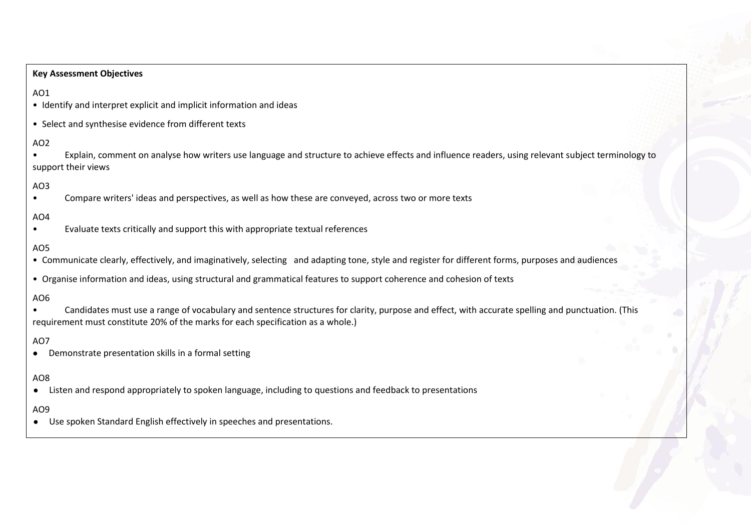**Key Assessment Objectives**

AO1

- Identify and interpret explicit and implicit information and ideas
- Select and synthesise evidence from different texts

AO2

- Explain, comment on analyse how writers use language and structure to achieve effects and influence readers, using relevant subject terminology to support their views

AO3

- Compare writers' ideas and perspectives, as well as how these are conveyed, across two or more texts

AO4

- Evaluate texts critically and support this with appropriate textual references

AO5

- Communicate clearly, effectively, and imaginatively, selecting and adapting tone, style and register for different forms, purposes and audiences
- Organise information and ideas, using structural and grammatical features to support coherence and cohesion of texts

AO6

- Candidates must use a range of vocabulary and sentence structures for clarity, purpose and effect, with accurate spelling and punctuation. (This requirement must constitute 20% of the marks for each specification as a whole.)

AO7

- Demonstrate presentation skills in a formal setting

AO8

- Listen and respond appropriately to spoken language, including to questions and feedback to presentations

AO9

- Use spoken Standard English effectively in speeches and presentations.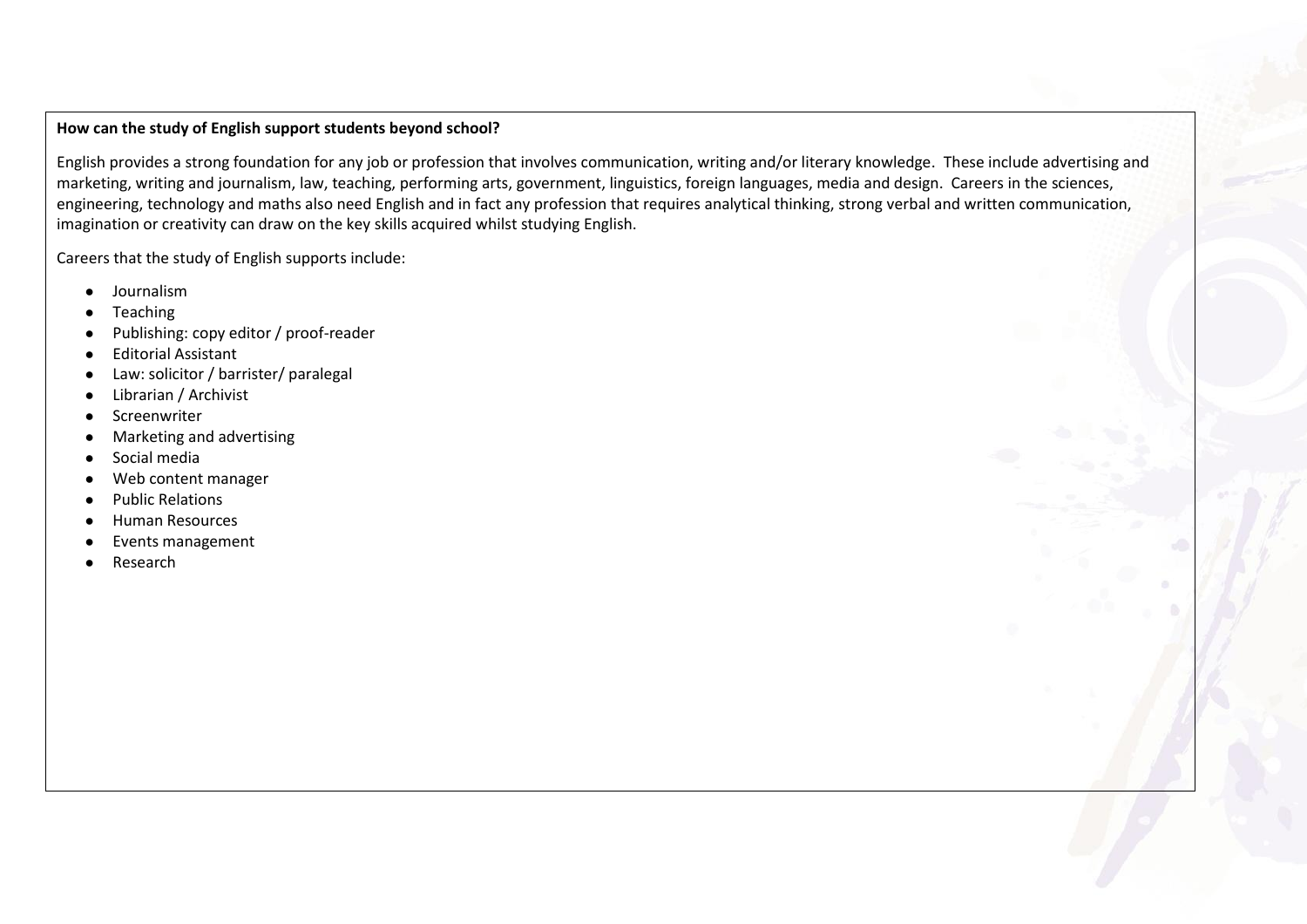**How can the study of English support students beyond school?**

English provides a strong foundation for any job or profession that involves communication, writing and/or literary knowledge. These include advertising and marketing, writing and journalism, law, teaching, performing arts, government, linguistics, foreign languages, media and design. Careers in the sciences, engineering, technology and maths also need English and in fact any profession that requires analytical thinking, strong verbal and written communication, imagination or creativity can draw on the key skills acquired whilst studying English.

Careers that the study of English supports include:

- Journalism
- Teaching
- Publishing: copy editor / proof-reader
- Editorial Assistant
- Law: solicitor / barrister/ paralegal
- Librarian / Archivist
- Screenwriter
- Marketing and advertising
- Social media
- Web content manager
- Public Relations
- Human Resources
- Events management
- Research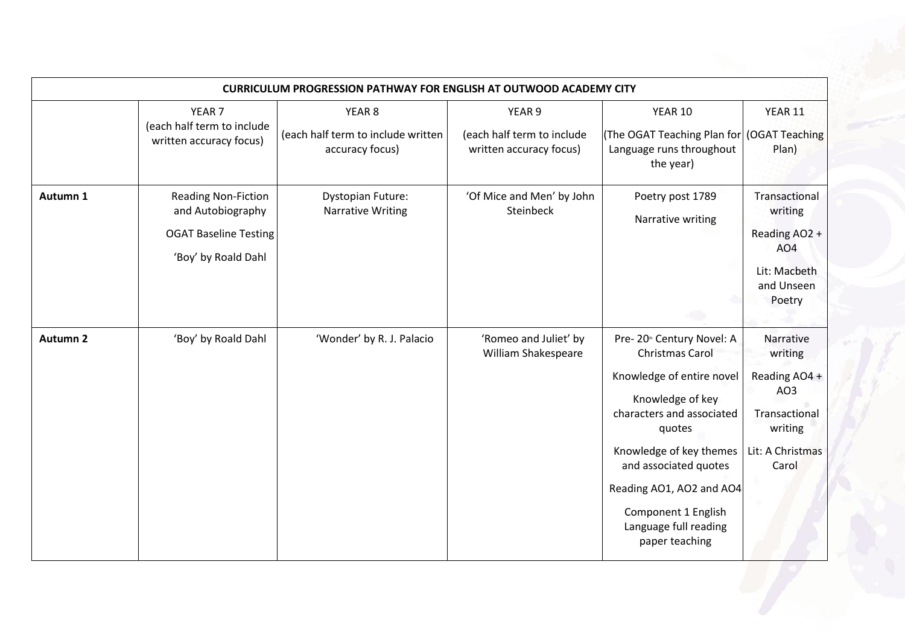| CURRICULUM PROGRESSION PATHWAY FOR ENGLISH AT OUTWOOD ACADEMY CITY | | | | | |
|---|---|---|---|---|---|
| | YEAR 7<br>(each half term to include written accuracy focus) | YEAR 8<br>(each half term to include written accuracy focus) | YEAR 9<br>(each half term to include written accuracy focus) | YEAR 10<br>(The OGAT Teaching Plan for Language runs throughout the year) | YEAR 11<br>(OGAT Teaching Plan) |
| **Autumn 1** | Reading Non-Fiction and Autobiography<br>OGAT Baseline Testing<br>'Boy' by Roald Dahl | Dystopian Future: Narrative Writing | 'Of Mice and Men' by John Steinbeck | Poetry post 1789<br>Narrative writing | Transactional writing<br>Reading AO2 + AO4<br>Lit: Macbeth and Unseen Poetry |
| **Autumn 2** | 'Boy' by Roald Dahl | 'Wonder' by R. J. Palacio | 'Romeo and Juliet' by William Shakespeare | Pre- 20th Century Novel: A Christmas Carol<br>Knowledge of entire novel<br>Knowledge of key characters and associated quotes<br>Knowledge of key themes and associated quotes<br>Reading AO1, AO2 and AO4<br>Component 1 English Language full reading paper teaching | Narrative writing<br>Reading AO4 + AO3<br>Transactional writing<br>Lit: A Christmas Carol |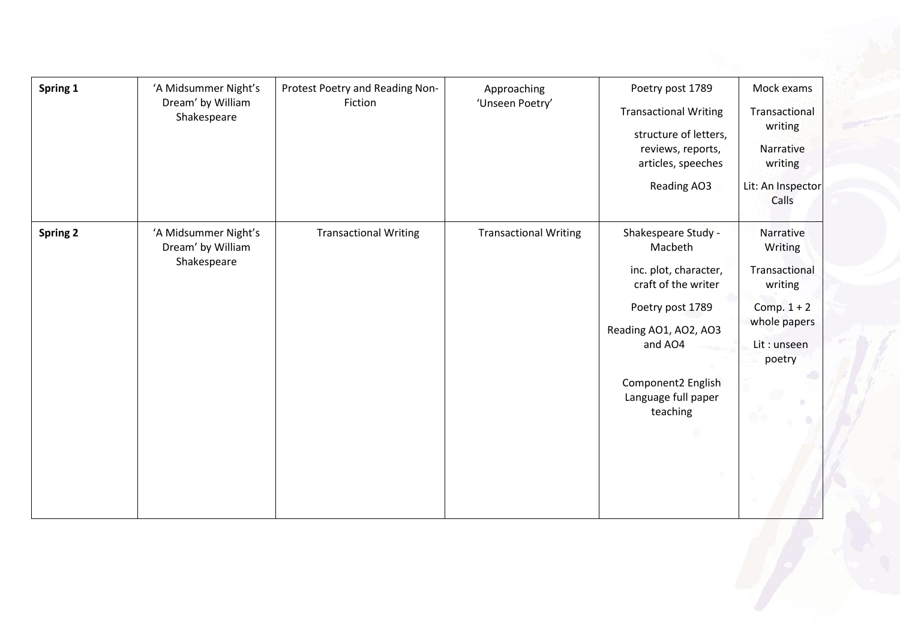| Spring 1 | 'A Midsummer Night's Dream' by William Shakespeare | Protest Poetry and Reading Non-Fiction | Approaching 'Unseen Poetry' | Poetry post 1789<br>Transactional Writing<br>structure of letters, reviews, reports, articles, speeches<br>Reading AO3 | Mock exams<br>Transactional writing<br>Narrative writing<br>Lit: An Inspector Calls |
|---|---|---|---|---|---|
| **Spring 2** | 'A Midsummer Night's Dream' by William Shakespeare | Transactional Writing | Transactional Writing | Shakespeare Study - Macbeth<br>inc. plot, character, craft of the writer<br>Poetry post 1789<br>Reading AO1, AO2, AO3 and AO4<br>Component2 English Language full paper teaching | Narrative Writing<br>Transactional writing<br>Comp. 1 + 2 whole papers<br>Lit : unseen poetry |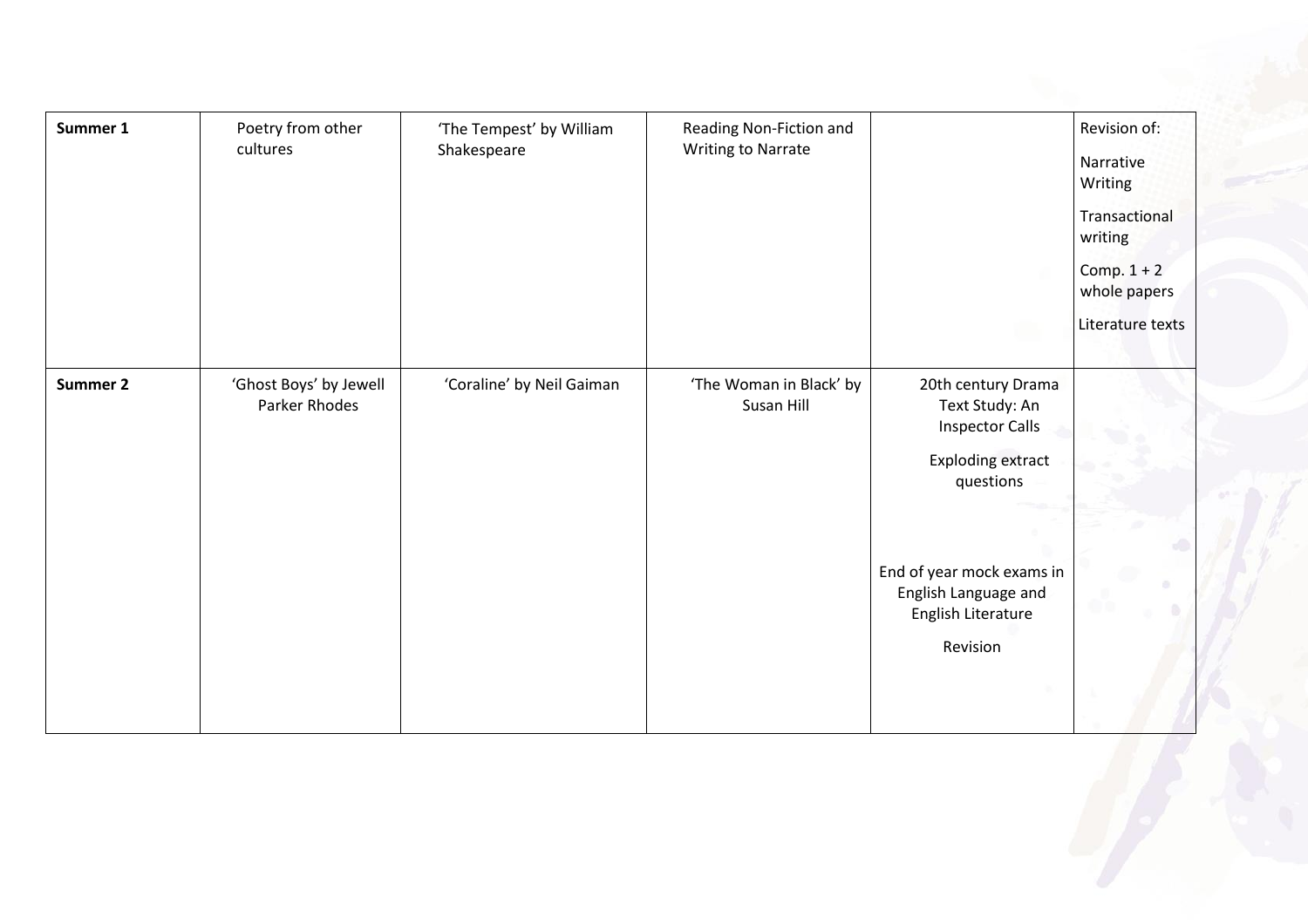| | | | | | |
|---|---|---|---|---|---|
| **Summer 1** | Poetry from other cultures | 'The Tempest' by William Shakespeare | Reading Non-Fiction and Writing to Narrate | | Revision of:<br><br>Narrative Writing<br><br>Transactional writing<br><br>Comp. 1 + 2 whole papers<br><br>Literature texts |
| **Summer 2** | 'Ghost Boys' by Jewell Parker Rhodes | 'Coraline' by Neil Gaiman | 'The Woman in Black' by Susan Hill | 20th century Drama Text Study: An Inspector Calls<br><br>Exploding extract questions<br><br>End of year mock exams in English Language and English Literature<br><br>Revision | |